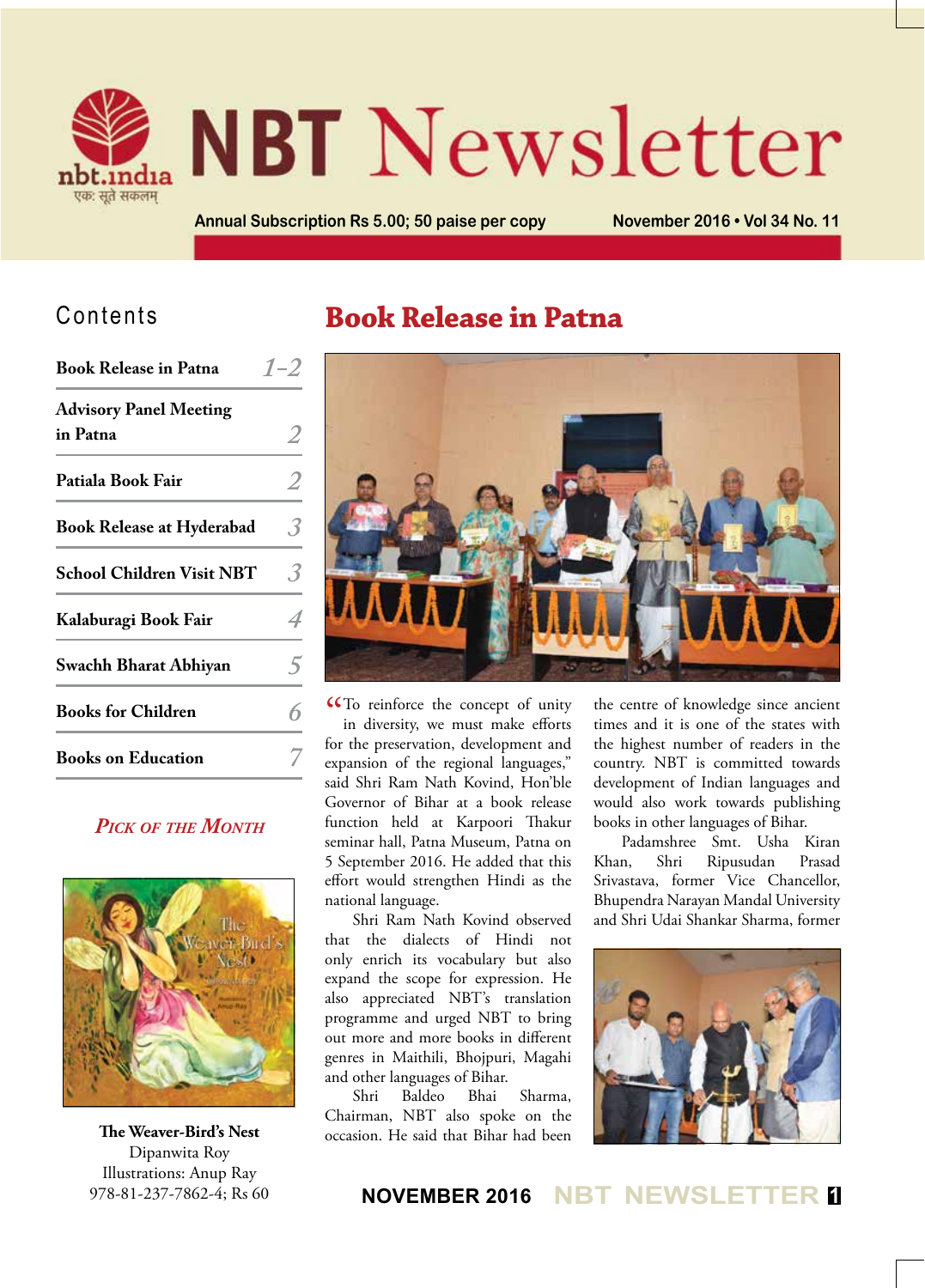# NBT Newsletter

Annual Subscription Rs 5.00; 50 paise per copy

November 2016 • Vol 34 No. 11

## Contents

| | |
|---|---|
| Book Release in Patna | 1–2 |
| Advisory Panel Meeting in Patna | 2 |
| Patiala Book Fair | 2 |
| Book Release at Hyderabad | 3 |
| School Children Visit NBT | 3 |
| Kalaburagi Book Fair | 4 |
| Swachh Bharat Abhiyan | 5 |
| Books for Children | 6 |
| Books on Education | 7 |

### *Pick of the Month*

**The Weaver-Bird's Nest**
Dipanwita Roy
Illustrations: Anup Ray
978-81-237-7862-4; Rs 60

# Book Release in Patna

"To reinforce the concept of unity in diversity, we must make efforts for the preservation, development and expansion of the regional languages," said Shri Ram Nath Kovind, Hon'ble Governor of Bihar at a book release function held at Karpoori Thakur seminar hall, Patna Museum, Patna on 5 September 2016. He added that this effort would strengthen Hindi as the national language.

Shri Ram Nath Kovind observed that the dialects of Hindi not only enrich its vocabulary but also expand the scope for expression. He also appreciated NBT's translation programme and urged NBT to bring out more and more books in different genres in Maithili, Bhojpuri, Magahi and other languages of Bihar.

Shri Baldeo Bhai Sharma, Chairman, NBT also spoke on the occasion. He said that Bihar had been the centre of knowledge since ancient times and it is one of the states with the highest number of readers in the country. NBT is committed towards development of Indian languages and would also work towards publishing books in other languages of Bihar.

Padamshree Smt. Usha Kiran Khan, Shri Ripusudan Prasad Srivastava, former Vice Chancellor, Bhupendra Narayan Mandal University and Shri Udai Shankar Sharma, former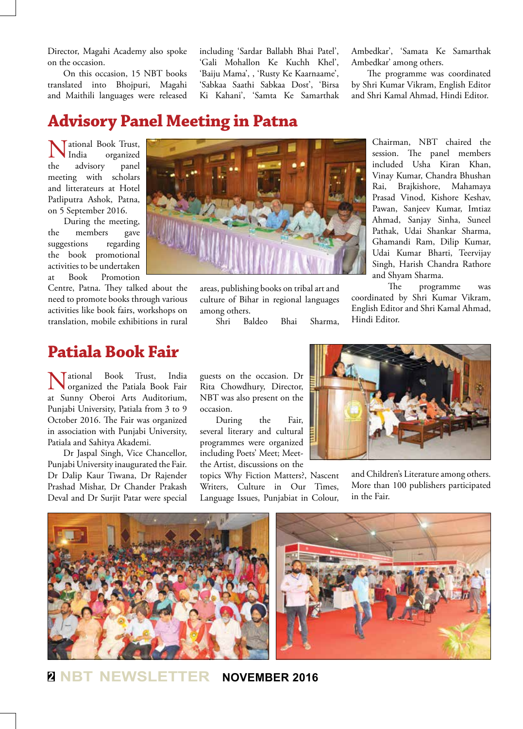Director, Magahi Academy also spoke on the occasion.

On this occasion, 15 NBT books translated into Bhojpuri, Magahi and Maithili languages were released including 'Sardar Ballabh Bhai Patel', 'Gali Mohallon Ke Kuchh Khel', 'Baiju Mama', , 'Rusty Ke Kaarnaame', 'Sabkaa Saathi Sabkaa Dost', 'Birsa Ki Kahani', 'Samta Ke Samarthak Ambedkar', 'Samata Ke Samarthak Ambedkar' among others.

The programme was coordinated by Shri Kumar Vikram, English Editor and Shri Kamal Ahmad, Hindi Editor.

## Advisory Panel Meeting in Patna

National Book Trust, India organized the advisory panel meeting with scholars and litterateurs at Hotel Patliputra Ashok, Patna, on 5 September 2016.

During the meeting, the members gave suggestions regarding the book promotional activities to be undertaken at Book Promotion Centre, Patna. They talked about the need to promote books through various activities like book fairs, workshops on translation, mobile exhibitions in rural areas, publishing books on tribal art and culture of Bihar in regional languages among others.

Shri Baldeo Bhai Sharma, Chairman, NBT chaired the session. The panel members included Usha Kiran Khan, Vinay Kumar, Chandra Bhushan Rai, Brajkishore, Mahamaya Prasad Vinod, Kishore Keshav, Pawan, Sanjeev Kumar, Imtiaz Ahmad, Sanjay Sinha, Suneel Pathak, Udai Shankar Sharma, Ghamandi Ram, Dilip Kumar, Udai Kumar Bharti, Teervijay Singh, Harish Chandra Rathore and Shyam Sharma.

The programme was coordinated by Shri Kumar Vikram, English Editor and Shri Kamal Ahmad, Hindi Editor.

## Patiala Book Fair

National Book Trust, India organized the Patiala Book Fair at Sunny Oberoi Arts Auditorium, Punjabi University, Patiala from 3 to 9 October 2016. The Fair was organized in association with Punjabi University, Patiala and Sahitya Akademi.

Dr Jaspal Singh, Vice Chancellor, Punjabi University inaugurated the Fair. Dr Dalip Kaur Tiwana, Dr Rajender Prashad Mishar, Dr Chander Prakash Deval and Dr Surjit Patar were special guests on the occasion. Dr Rita Chowdhury, Director, NBT was also present on the occasion.

During the Fair, several literary and cultural programmes were organized including Poets' Meet; Meet-the Artist, discussions on the topics Why Fiction Matters?, Nascent Writers, Culture in Our Times, Language Issues, Punjabiat in Colour, and Children's Literature among others. More than 100 publishers participated in the Fair.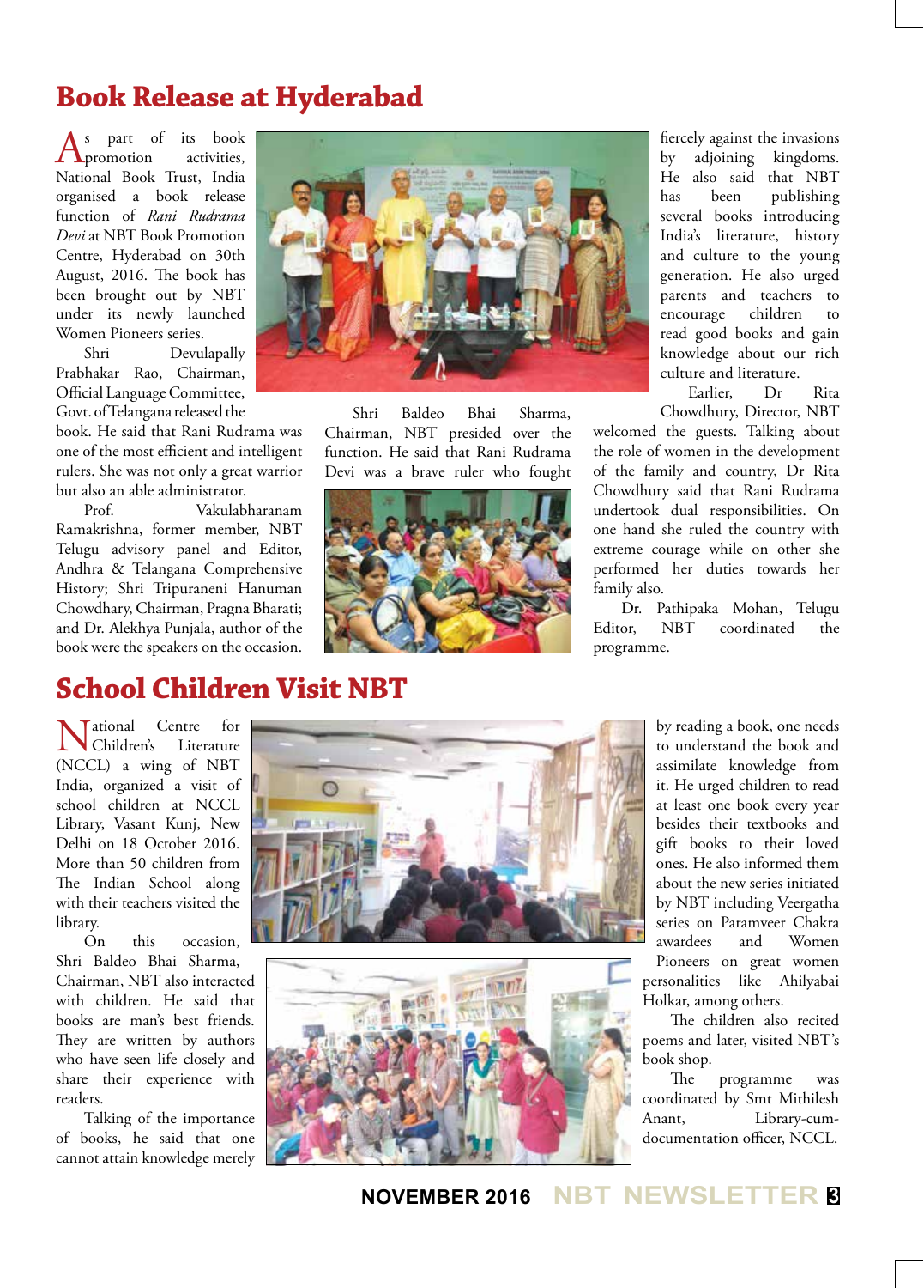# Book Release at Hyderabad

As part of its book promotion activities, National Book Trust, India organised a book release function of *Rani Rudrama Devi* at NBT Book Promotion Centre, Hyderabad on 30th August, 2016. The book has been brought out by NBT under its newly launched Women Pioneers series.

Shri Devulapally Prabhakar Rao, Chairman, Official Language Committee, Govt. of Telangana released the book. He said that Rani Rudrama was one of the most efficient and intelligent rulers. She was not only a great warrior but also an able administrator.

Prof. Vakulabharanam Ramakrishna, former member, NBT Telugu advisory panel and Editor, Andhra & Telangana Comprehensive History; Shri Tripuraneni Hanuman Chowdhary, Chairman, Pragna Bharati; and Dr. Alekhya Punjala, author of the book were the speakers on the occasion.

Shri Baldeo Bhai Sharma, Chairman, NBT presided over the function. He said that Rani Rudrama Devi was a brave ruler who fought fiercely against the invasions by adjoining kingdoms. He also said that NBT has been publishing several books introducing India's literature, history and culture to the young generation. He also urged parents and teachers to encourage children to read good books and gain knowledge about our rich culture and literature.

Earlier, Dr Rita Chowdhury, Director, NBT welcomed the guests. Talking about the role of women in the development of the family and country, Dr Rita Chowdhury said that Rani Rudrama undertook dual responsibilities. On one hand she ruled the country with extreme courage while on other she performed her duties towards her family also.

Dr. Pathipaka Mohan, Telugu Editor, NBT coordinated the programme.

# School Children Visit NBT

National Centre for Children's Literature (NCCL) a wing of NBT India, organized a visit of school children at NCCL Library, Vasant Kunj, New Delhi on 18 October 2016. More than 50 children from The Indian School along with their teachers visited the library.

On this occasion, Shri Baldeo Bhai Sharma, Chairman, NBT also interacted with children. He said that books are man's best friends. They are written by authors who have seen life closely and share their experience with readers.

Talking of the importance of books, he said that one cannot attain knowledge merely by reading a book, one needs to understand the book and assimilate knowledge from it. He urged children to read at least one book every year besides their textbooks and gift books to their loved ones. He also informed them about the new series initiated by NBT including Veergatha series on Paramveer Chakra awardees and Women Pioneers on great women personalities like Ahilyabai Holkar, among others.

The children also recited poems and later, visited NBT's book shop.

The programme was coordinated by Smt Mithilesh Anant, Library-cum-documentation officer, NCCL.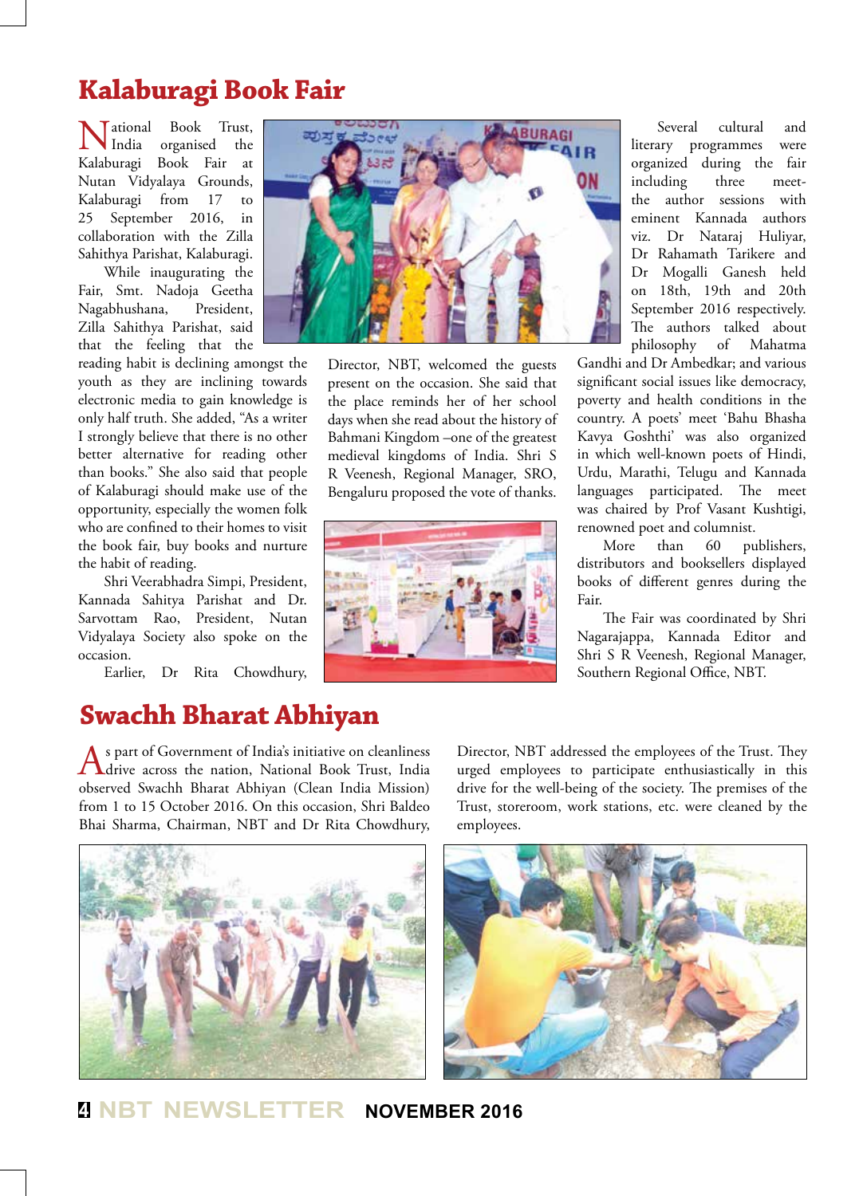## Kalaburagi Book Fair

National Book Trust, India organised the Kalaburagi Book Fair at Nutan Vidyalaya Grounds, Kalaburagi from 17 to 25 September 2016, in collaboration with the Zilla Sahithya Parishat, Kalaburagi.

While inaugurating the Fair, Smt. Nadoja Geetha Nagabhushana, President, Zilla Sahithya Parishat, said that the feeling that the reading habit is declining amongst the youth as they are inclining towards electronic media to gain knowledge is only half truth. She added, "As a writer I strongly believe that there is no other better alternative for reading other than books." She also said that people of Kalaburagi should make use of the opportunity, especially the women folk who are confined to their homes to visit the book fair, buy books and nurture the habit of reading.

Shri Veerabhadra Simpi, President, Kannada Sahitya Parishat and Dr. Sarvottam Rao, President, Nutan Vidyalaya Society also spoke on the occasion.

Earlier, Dr Rita Chowdhury, Director, NBT, welcomed the guests present on the occasion. She said that the place reminds her of her school days when she read about the history of Bahmani Kingdom –one of the greatest medieval kingdoms of India. Shri S R Veenesh, Regional Manager, SRO, Bengaluru proposed the vote of thanks.

Several cultural and literary programmes were organized during the fair including three meet-the author sessions with eminent Kannada authors viz. Dr Nataraj Huliyar, Dr Rahamath Tarikere and Dr Mogalli Ganesh held on 18th, 19th and 20th September 2016 respectively. The authors talked about philosophy of Mahatma Gandhi and Dr Ambedkar; and various significant social issues like democracy, poverty and health conditions in the country. A poets' meet 'Bahu Bhasha Kavya Goshthi' was also organized in which well-known poets of Hindi, Urdu, Marathi, Telugu and Kannada languages participated. The meet was chaired by Prof Vasant Kushtigi, renowned poet and columnist.

More than 60 publishers, distributors and booksellers displayed books of different genres during the Fair.

The Fair was coordinated by Shri Nagarajappa, Kannada Editor and Shri S R Veenesh, Regional Manager, Southern Regional Office, NBT.

## Swachh Bharat Abhiyan

As part of Government of India's initiative on cleanliness drive across the nation, National Book Trust, India observed Swachh Bharat Abhiyan (Clean India Mission) from 1 to 15 October 2016. On this occasion, Shri Baldeo Bhai Sharma, Chairman, NBT and Dr Rita Chowdhury, Director, NBT addressed the employees of the Trust. They urged employees to participate enthusiastically in this drive for the well-being of the society. The premises of the Trust, storeroom, work stations, etc. were cleaned by the employees.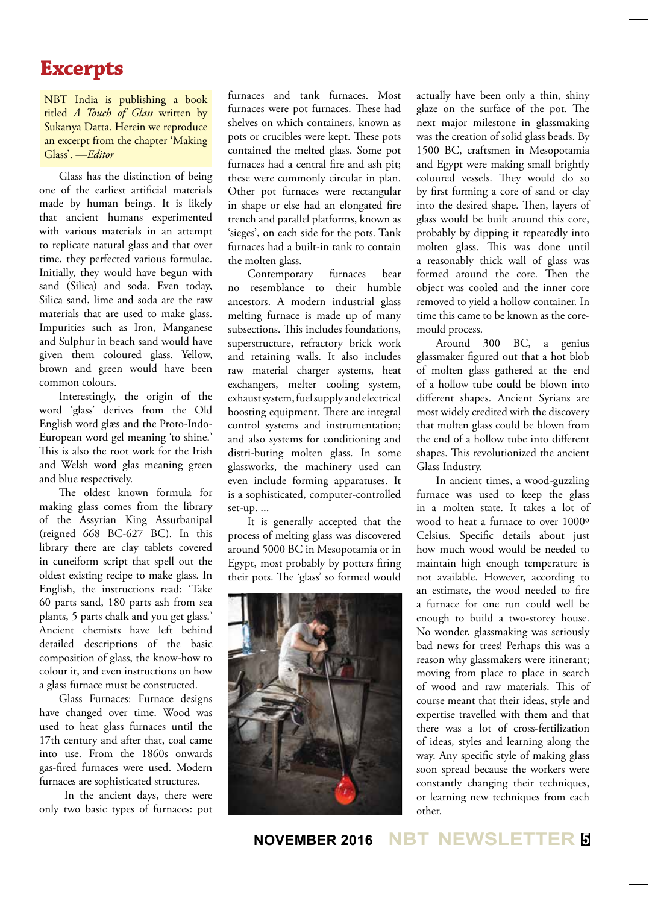# Excerpts

NBT India is publishing a book titled *A Touch of Glass* written by Sukanya Datta. Herein we reproduce an excerpt from the chapter 'Making Glass'. —*Editor*

Glass has the distinction of being one of the earliest artificial materials made by human beings. It is likely that ancient humans experimented with various materials in an attempt to replicate natural glass and that over time, they perfected various formulae. Initially, they would have begun with sand (Silica) and soda. Even today, Silica sand, lime and soda are the raw materials that are used to make glass. Impurities such as Iron, Manganese and Sulphur in beach sand would have given them coloured glass. Yellow, brown and green would have been common colours.

Interestingly, the origin of the word 'glass' derives from the Old English word glæs and the Proto-Indo-European word gel meaning 'to shine.' This is also the root work for the Irish and Welsh word glas meaning green and blue respectively.

The oldest known formula for making glass comes from the library of the Assyrian King Assurbanipal (reigned 668 BC-627 BC). In this library there are clay tablets covered in cuneiform script that spell out the oldest existing recipe to make glass. In English, the instructions read: 'Take 60 parts sand, 180 parts ash from sea plants, 5 parts chalk and you get glass.' Ancient chemists have left behind detailed descriptions of the basic composition of glass, the know-how to colour it, and even instructions on how a glass furnace must be constructed.

Glass Furnaces: Furnace designs have changed over time. Wood was used to heat glass furnaces until the 17th century and after that, coal came into use. From the 1860s onwards gas-fired furnaces were used. Modern furnaces are sophisticated structures.

In the ancient days, there were only two basic types of furnaces: pot furnaces and tank furnaces. Most furnaces were pot furnaces. These had shelves on which containers, known as pots or crucibles were kept. These pots contained the melted glass. Some pot furnaces had a central fire and ash pit; these were commonly circular in plan. Other pot furnaces were rectangular in shape or else had an elongated fire trench and parallel platforms, known as 'sieges', on each side for the pots. Tank furnaces had a built-in tank to contain the molten glass.

Contemporary furnaces bear no resemblance to their humble ancestors. A modern industrial glass melting furnace is made up of many subsections. This includes foundations, superstructure, refractory brick work and retaining walls. It also includes raw material charger systems, heat exchangers, melter cooling system, exhaust system, fuel supply and electrical boosting equipment. There are integral control systems and instrumentation; and also systems for conditioning and distri-buting molten glass. In some glassworks, the machinery used can even include forming apparatuses. It is a sophisticated, computer-controlled set-up. ...

It is generally accepted that the process of melting glass was discovered around 5000 BC in Mesopotamia or in Egypt, most probably by potters firing their pots. The 'glass' so formed would actually have been only a thin, shiny glaze on the surface of the pot. The next major milestone in glassmaking was the creation of solid glass beads. By 1500 BC, craftsmen in Mesopotamia and Egypt were making small brightly coloured vessels. They would do so by first forming a core of sand or clay into the desired shape. Then, layers of glass would be built around this core, probably by dipping it repeatedly into molten glass. This was done until a reasonably thick wall of glass was formed around the core. Then the object was cooled and the inner core removed to yield a hollow container. In time this came to be known as the core-mould process.

Around 300 BC, a genius glassmaker figured out that a hot blob of molten glass gathered at the end of a hollow tube could be blown into different shapes. Ancient Syrians are most widely credited with the discovery that molten glass could be blown from the end of a hollow tube into different shapes. This revolutionized the ancient Glass Industry.

In ancient times, a wood-guzzling furnace was used to keep the glass in a molten state. It takes a lot of wood to heat a furnace to over 1000º Celsius. Specific details about just how much wood would be needed to maintain high enough temperature is not available. However, according to an estimate, the wood needed to fire a furnace for one run could well be enough to build a two-storey house. No wonder, glassmaking was seriously bad news for trees! Perhaps this was a reason why glassmakers were itinerant; moving from place to place in search of wood and raw materials. This of course meant that their ideas, style and expertise travelled with them and that there was a lot of cross-fertilization of ideas, styles and learning along the way. Any specific style of making glass soon spread because the workers were constantly changing their techniques, or learning new techniques from each other.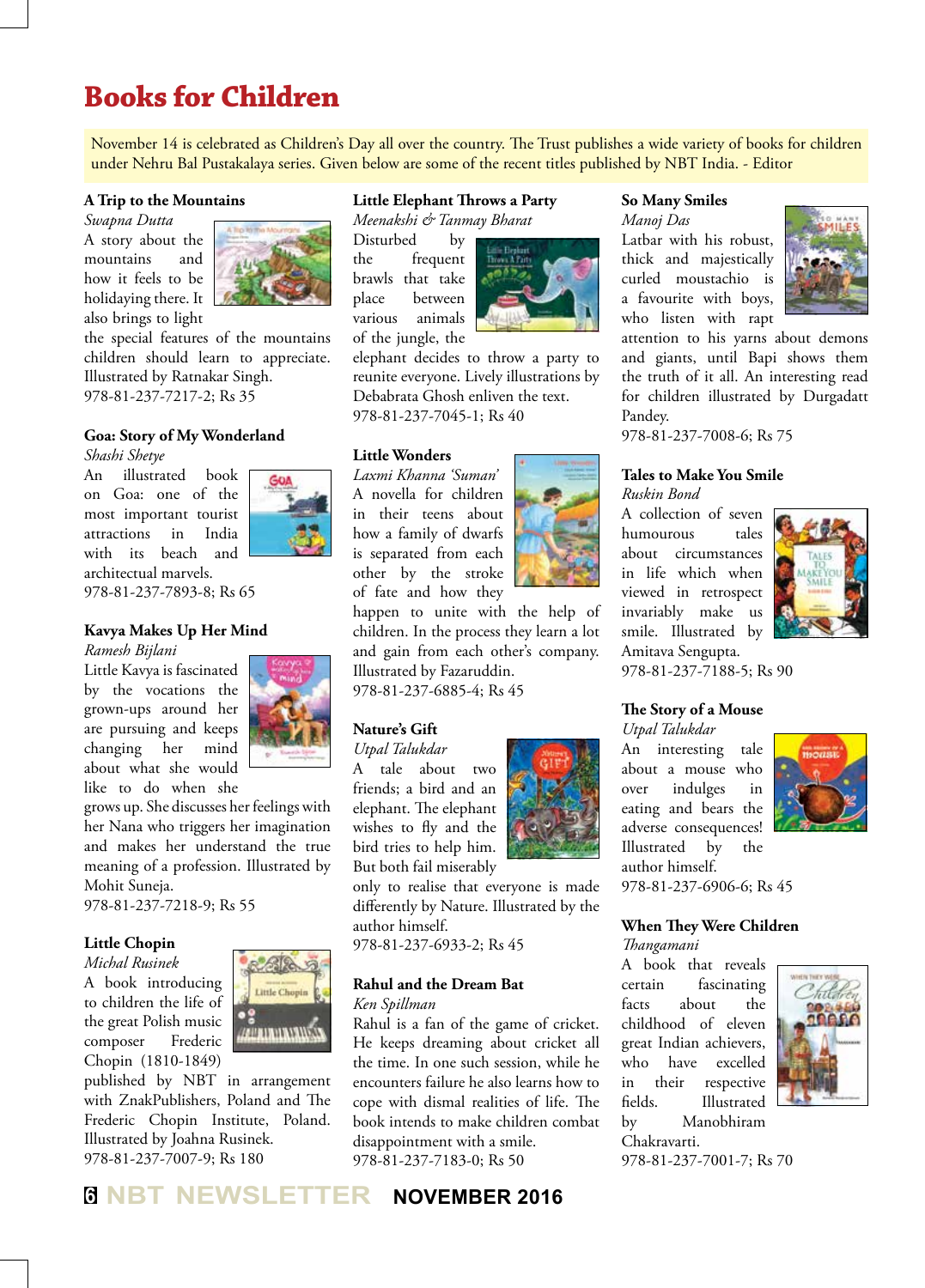# Books for Children

November 14 is celebrated as Children's Day all over the country. The Trust publishes a wide variety of books for children under Nehru Bal Pustakalaya series. Given below are some of the recent titles published by NBT India. - Editor

### A Trip to the Mountains

*Swapna Dutta*

A story about the mountains and how it feels to be holidaying there. It also brings to light the special features of the mountains children should learn to appreciate. Illustrated by Ratnakar Singh.
978-81-237-7217-2; Rs 35

### Goa: Story of My Wonderland

*Shashi Shetye*

An illustrated book on Goa: one of the most important tourist attractions in India with its beach and architectual marvels.
978-81-237-7893-8; Rs 65

### Kavya Makes Up Her Mind

*Ramesh Bijlani*

Little Kavya is fascinated by the vocations the grown-ups around her are pursuing and keeps changing her mind about what she would like to do when she grows up. She discusses her feelings with her Nana who triggers her imagination and makes her understand the true meaning of a profession. Illustrated by Mohit Suneja.
978-81-237-7218-9; Rs 55

### Little Chopin

*Michal Rusinek*

A book introducing to children the life of the great Polish music composer Frederic Chopin (1810-1849) published by NBT in arrangement with ZnakPublishers, Poland and The Frederic Chopin Institute, Poland. Illustrated by Joahna Rusinek.
978-81-237-7007-9; Rs 180

### Little Elephant Throws a Party

*Meenakshi & Tanmay Bharat*

Disturbed by the frequent brawls that take place between various animals of the jungle, the elephant decides to throw a party to reunite everyone. Lively illustrations by Debabrata Ghosh enliven the text.
978-81-237-7045-1; Rs 40

### Little Wonders

*Laxmi Khanna 'Suman'*

A novella for children in their teens about how a family of dwarfs is separated from each other by the stroke of fate and how they happen to unite with the help of children. In the process they learn a lot and gain from each other's company. Illustrated by Fazaruddin.
978-81-237-6885-4; Rs 45

### Nature's Gift

*Utpal Talukdar*

A tale about two friends; a bird and an elephant. The elephant wishes to fly and the bird tries to help him. But both fail miserably only to realise that everyone is made differently by Nature. Illustrated by the author himself.
978-81-237-6933-2; Rs 45

### Rahul and the Dream Bat

*Ken Spillman*

Rahul is a fan of the game of cricket. He keeps dreaming about cricket all the time. In one such session, while he encounters failure he also learns how to cope with dismal realities of life. The book intends to make children combat disappointment with a smile.
978-81-237-7183-0; Rs 50

### So Many Smiles

*Manoj Das*

Latbar with his robust, thick and majestically curled moustachio is a favourite with boys, who listen with rapt attention to his yarns about demons and giants, until Bapi shows them the truth of it all. An interesting read for children illustrated by Durgadatt Pandey.
978-81-237-7008-6; Rs 75

### Tales to Make You Smile

*Ruskin Bond*

A collection of seven humourous tales about circumstances in life which when viewed in retrospect invariably make us smile. Illustrated by Amitava Sengupta.
978-81-237-7188-5; Rs 90

### The Story of a Mouse

*Utpal Talukdar*

An interesting tale about a mouse who over indulges in eating and bears the adverse consequences! Illustrated by the author himself.
978-81-237-6906-6; Rs 45

### When They Were Children

*Thangamani*

A book that reveals certain fascinating facts about the childhood of eleven great Indian achievers, who have excelled in their respective fields. Illustrated by Manobhiram Chakravarti.
978-81-237-7001-7; Rs 70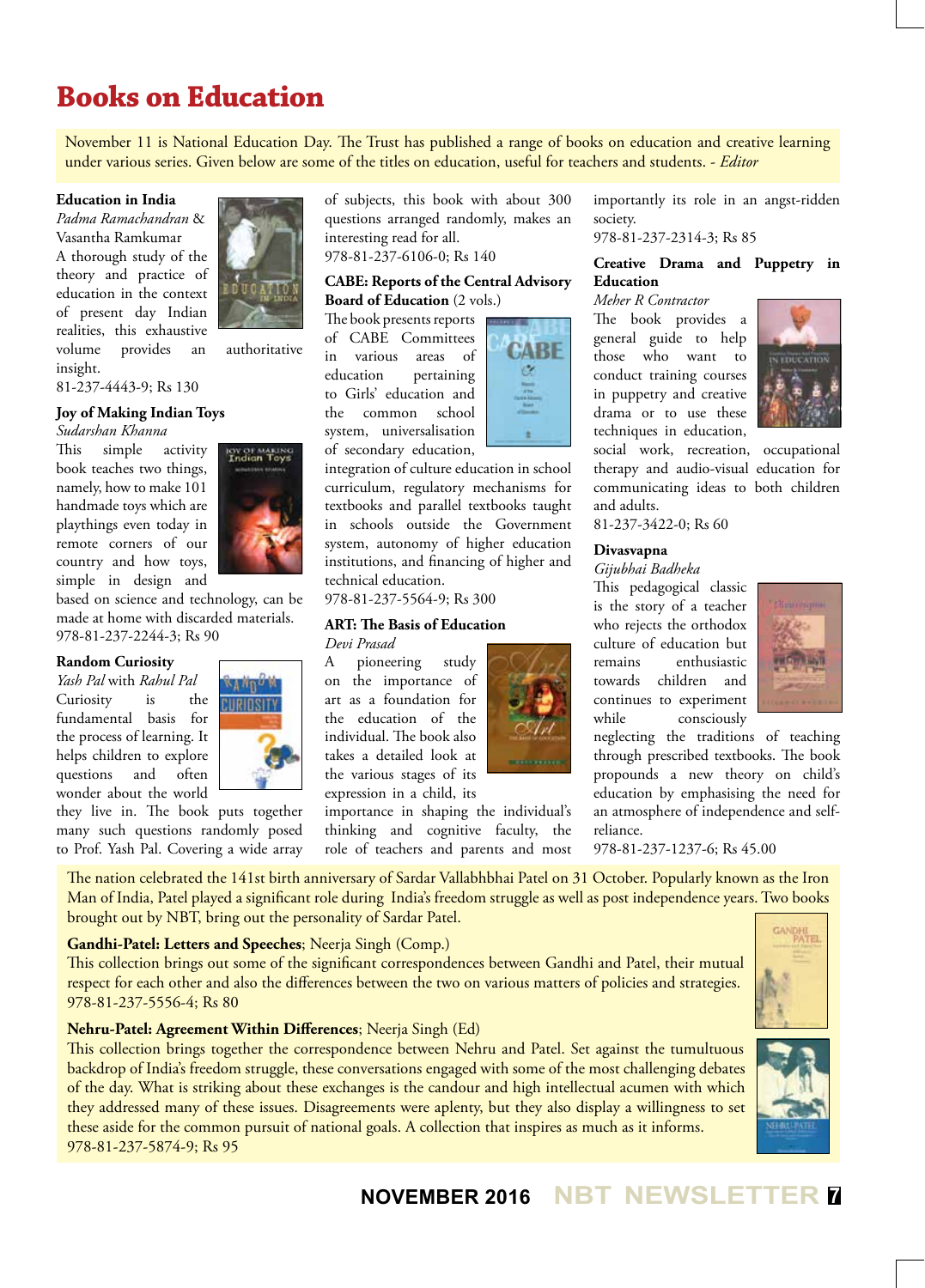# Books on Education

November 11 is National Education Day. The Trust has published a range of books on education and creative learning under various series. Given below are some of the titles on education, useful for teachers and students. - *Editor*

**Education in India**
*Padma Ramachandran & Vasantha Ramkumar*
A thorough study of the theory and practice of education in the context of present day Indian realities, this exhaustive volume provides an authoritative insight.
81-237-4443-9; Rs 130

**Joy of Making Indian Toys**
*Sudarshan Khanna*
This simple activity book teaches two things, namely, how to make 101 handmade toys which are playthings even today in remote corners of our country and how toys, simple in design and based on science and technology, can be made at home with discarded materials.
978-81-237-2244-3; Rs 90

**Random Curiosity**
*Yash Pal with Rahul Pal*
Curiosity is the fundamental basis for the process of learning. It helps children to explore questions and often wonder about the world they live in. The book puts together many such questions randomly posed to Prof. Yash Pal. Covering a wide array of subjects, this book with about 300 questions arranged randomly, makes an interesting read for all.
978-81-237-6106-0; Rs 140

**CABE: Reports of the Central Advisory Board of Education** (2 vols.)
The book presents reports of CABE Committees in various areas of education pertaining to Girls' education and the common school system, universalisation of secondary education, integration of culture education in school curriculum, regulatory mechanisms for textbooks and parallel textbooks taught in schools outside the Government system, autonomy of higher education institutions, and financing of higher and technical education.
978-81-237-5564-9; Rs 300

**ART: The Basis of Education**
*Devi Prasad*
A pioneering study on the importance of art as a foundation for the education of the individual. The book also takes a detailed look at the various stages of its expression in a child, its importance in shaping the individual's thinking and cognitive faculty, the role of teachers and parents and most importantly its role in an angst-ridden society.
978-81-237-2314-3; Rs 85

**Creative Drama and Puppetry in Education**
*Meher R Contractor*
The book provides a general guide to help those who want to conduct training courses in puppetry and creative drama or to use these techniques in education, social work, recreation, occupational therapy and audio-visual education for communicating ideas to both children and adults.
81-237-3422-0; Rs 60

**Divasvapna**
*Gijubhai Badheka*
This pedagogical classic is the story of a teacher who rejects the orthodox culture of education but remains enthusiastic towards children and continues to experiment while consciously neglecting the traditions of teaching through prescribed textbooks. The book propounds a new theory on child's education by emphasising the need for an atmosphere of independence and self-reliance.
978-81-237-1237-6; Rs 45.00

The nation celebrated the 141st birth anniversary of Sardar Vallabhbhai Patel on 31 October. Popularly known as the Iron Man of India, Patel played a significant role during India's freedom struggle as well as post independence years. Two books brought out by NBT, bring out the personality of Sardar Patel.

**Gandhi-Patel: Letters and Speeches**; Neerja Singh (Comp.)
This collection brings out some of the significant correspondences between Gandhi and Patel, their mutual respect for each other and also the differences between the two on various matters of policies and strategies.
978-81-237-5556-4; Rs 80

**Nehru-Patel: Agreement Within Differences**; Neerja Singh (Ed)
This collection brings together the correspondence between Nehru and Patel. Set against the tumultuous backdrop of India's freedom struggle, these conversations engaged with some of the most challenging debates of the day. What is striking about these exchanges is the candour and high intellectual acumen with which they addressed many of these issues. Disagreements were aplenty, but they also display a willingness to set these aside for the common pursuit of national goals. A collection that inspires as much as it informs.
978-81-237-5874-9; Rs 95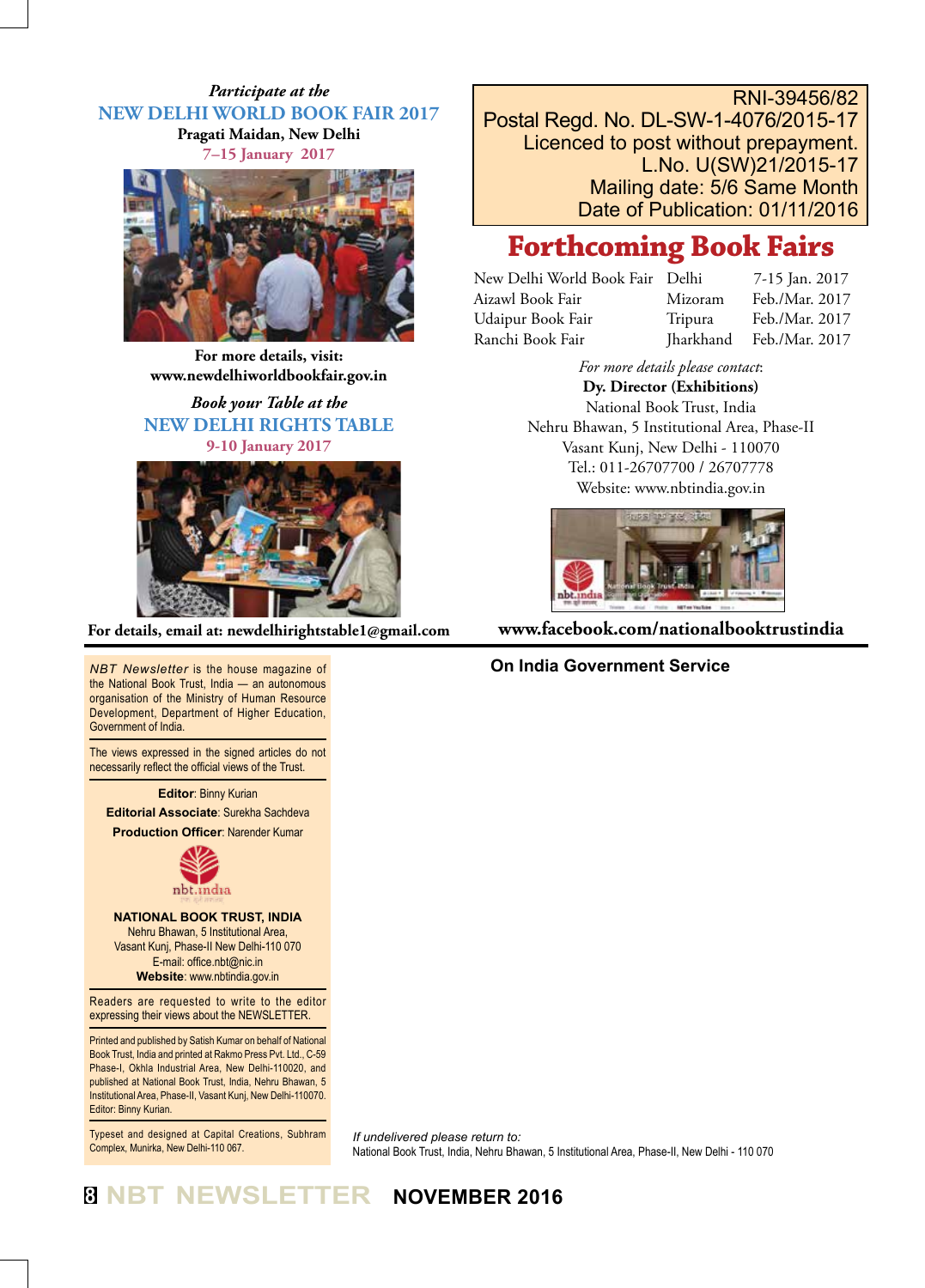*Participate at the*

## NEW DELHI WORLD BOOK FAIR 2017

**Pragati Maidan, New Delhi**

7–15 January 2017

**For more details, visit:**
**www.newdelhiworldbookfair.gov.in**

*Book your Table at the*

## NEW DELHI RIGHTS TABLE

9-10 January 2017

**For details, email at: newdelhirightstable1@gmail.com**

RNI-39456/82
Postal Regd. No. DL-SW-1-4076/2015-17
Licenced to post without prepayment.
L.No. U(SW)21/2015-17
Mailing date: 5/6 Same Month
Date of Publication: 01/11/2016

## Forthcoming Book Fairs

| | | |
|---|---|---|
| New Delhi World Book Fair | Delhi | 7-15 Jan. 2017 |
| Aizawl Book Fair | Mizoram | Feb./Mar. 2017 |
| Udaipur Book Fair | Tripura | Feb./Mar. 2017 |
| Ranchi Book Fair | Jharkhand | Feb./Mar. 2017 |

*For more details please contact:*
**Dy. Director (Exhibitions)**
National Book Trust, India
Nehru Bhawan, 5 Institutional Area, Phase-II
Vasant Kunj, New Delhi - 110070
Tel.: 011-26707700 / 26707778
Website: www.nbtindia.gov.in

**www.facebook.com/nationalbooktrustindia**

*NBT Newsletter* is the house magazine of the National Book Trust, India — an autonomous organisation of the Ministry of Human Resource Development, Department of Higher Education, Government of India.

The views expressed in the signed articles do not necessarily reflect the official views of the Trust.

**Editor**: Binny Kurian
**Editorial Associate**: Surekha Sachdeva
**Production Officer**: Narender Kumar

**NATIONAL BOOK TRUST, INDIA**
Nehru Bhawan, 5 Institutional Area,
Vasant Kunj, Phase-II New Delhi-110 070
E-mail: office.nbt@nic.in
**Website**: www.nbtindia.gov.in

Readers are requested to write to the editor expressing their views about the NEWSLETTER.

Printed and published by Satish Kumar on behalf of National Book Trust, India and printed at Rakmo Press Pvt. Ltd., C-59 Phase-I, Okhla Industrial Area, New Delhi-110020, and published at National Book Trust, India, Nehru Bhawan, 5 Institutional Area, Phase-II, Vasant Kunj, New Delhi-110070. Editor: Binny Kurian.

Typeset and designed at Capital Creations, Subhram Complex, Munirka, New Delhi-110 067.

**On India Government Service**

*If undelivered please return to:*
National Book Trust, India, Nehru Bhawan, 5 Institutional Area, Phase-II, New Delhi - 110 070